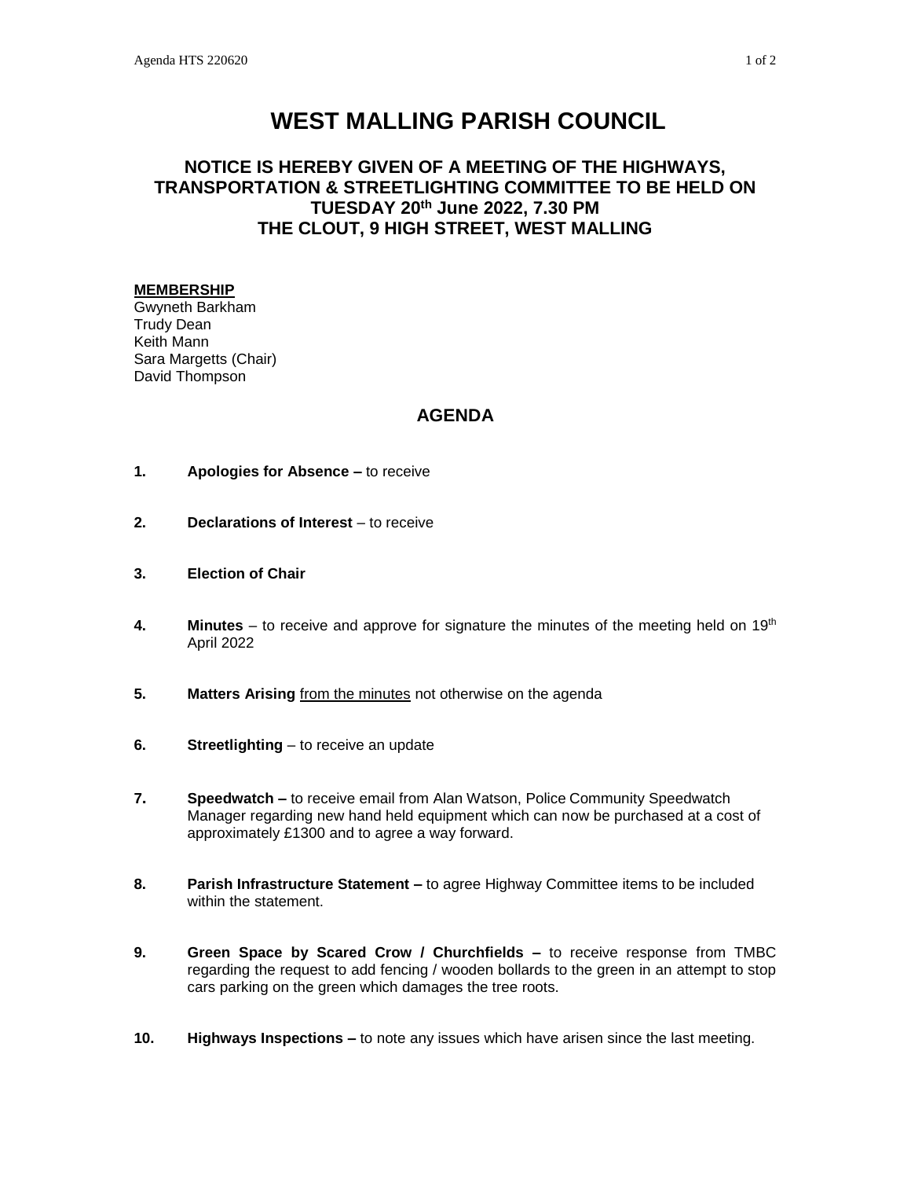# WEST MALLING PARISH COUNCIL

## NOTICE IS HEREBY GIVEN OF A MEETING OF THE HIGHWAYS, TRANSPORTATION & STREETLIGHTING COMMITTEE TO BE HELD ON TUESDAY 20th June 2022, 7.30 PM THE CLOUT, 9 HIGH STREET, WEST MALLING

**MEMBERSHIP**

Gwyneth Barkham
Trudy Dean
Keith Mann
Sara Margetts (Chair)
David Thompson

## AGENDA

1. **Apologies for Absence –** to receive
2. **Declarations of Interest** – to receive
3. **Election of Chair**
4. **Minutes** – to receive and approve for signature the minutes of the meeting held on 19th April 2022
5. **Matters Arising** from the minutes not otherwise on the agenda
6. **Streetlighting** – to receive an update
7. **Speedwatch –** to receive email from Alan Watson, Police Community Speedwatch Manager regarding new hand held equipment which can now be purchased at a cost of approximately £1300 and to agree a way forward.
8. **Parish Infrastructure Statement –** to agree Highway Committee items to be included within the statement.
9. **Green Space by Scared Crow / Churchfields –** to receive response from TMBC regarding the request to add fencing / wooden bollards to the green in an attempt to stop cars parking on the green which damages the tree roots.
10. **Highways Inspections –** to note any issues which have arisen since the last meeting.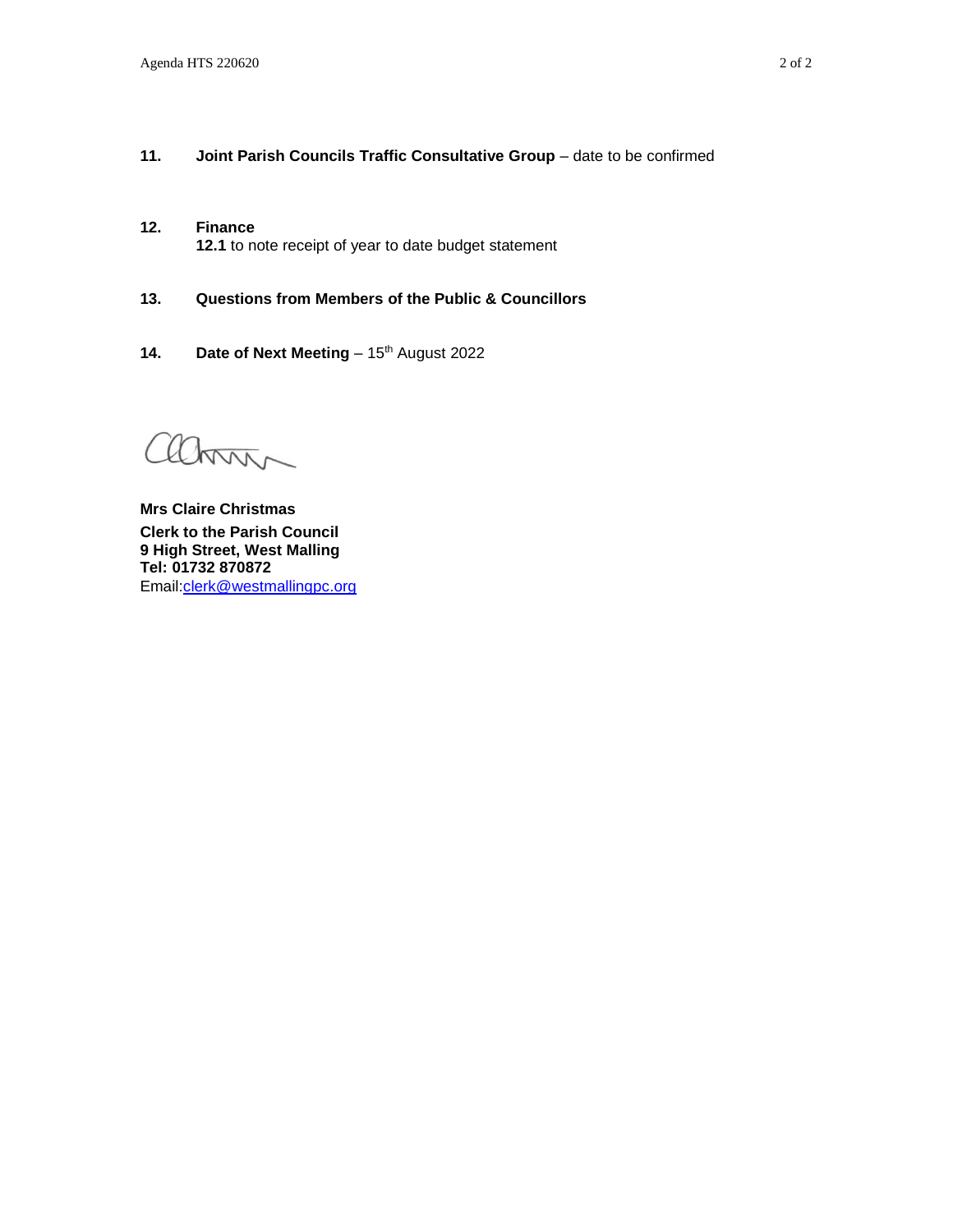**11.** **Joint Parish Councils Traffic Consultative Group** – date to be confirmed

**12.** **Finance**
**12.1** to note receipt of year to date budget statement

**13.** **Questions from Members of the Public & Councillors**

**14.** **Date of Next Meeting** – 15th August 2022

**Mrs Claire Christmas**
**Clerk to the Parish Council**
**9 High Street, West Malling**
**Tel: 01732 870872**
Email:clerk@westmallingpc.org